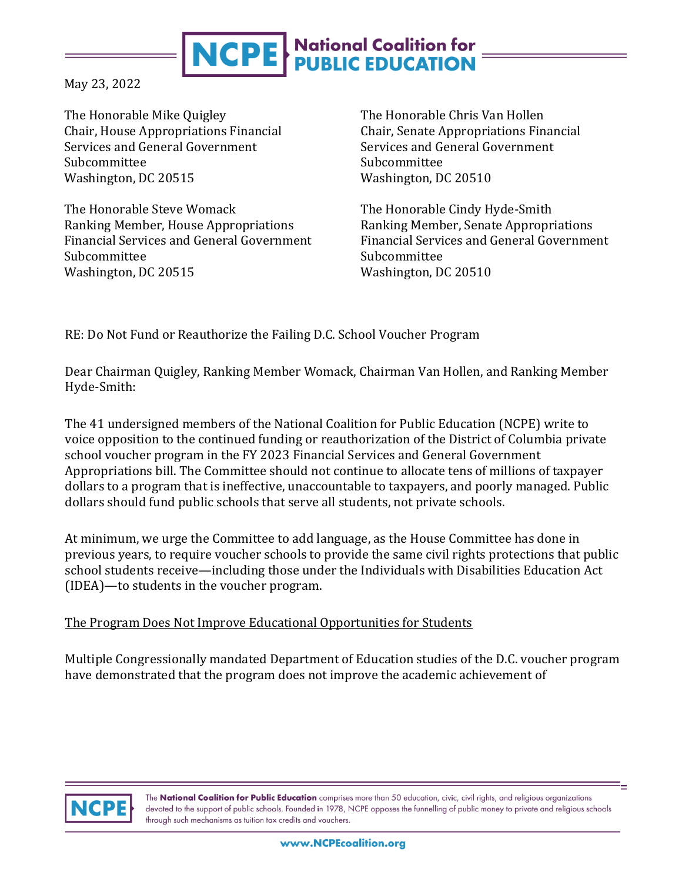# National Coalition for PUBLIC EDUCATION

May 23, 2022

The Honorable Mike Quigley
Chair, House Appropriations Financial Services and General Government Subcommittee
Washington, DC 20515

The Honorable Chris Van Hollen
Chair, Senate Appropriations Financial Services and General Government Subcommittee
Washington, DC 20510

The Honorable Steve Womack
Ranking Member, House Appropriations Financial Services and General Government Subcommittee
Washington, DC 20515

The Honorable Cindy Hyde-Smith
Ranking Member, Senate Appropriations Financial Services and General Government Subcommittee
Washington, DC 20510

RE: Do Not Fund or Reauthorize the Failing D.C. School Voucher Program

Dear Chairman Quigley, Ranking Member Womack, Chairman Van Hollen, and Ranking Member Hyde-Smith:

The 41 undersigned members of the National Coalition for Public Education (NCPE) write to voice opposition to the continued funding or reauthorization of the District of Columbia private school voucher program in the FY 2023 Financial Services and General Government Appropriations bill. The Committee should not continue to allocate tens of millions of taxpayer dollars to a program that is ineffective, unaccountable to taxpayers, and poorly managed. Public dollars should fund public schools that serve all students, not private schools.

At minimum, we urge the Committee to add language, as the House Committee has done in previous years, to require voucher schools to provide the same civil rights protections that public school students receive—including those under the Individuals with Disabilities Education Act (IDEA)—to students in the voucher program.

<u>The Program Does Not Improve Educational Opportunities for Students</u>

Multiple Congressionally mandated Department of Education studies of the D.C. voucher program have demonstrated that the program does not improve the academic achievement of

The **National Coalition for Public Education** comprises more than 50 education, civic, civil rights, and religious organizations devoted to the support of public schools. Founded in 1978, NCPE opposes the funnelling of public money to private and religious schools through such mechanisms as tuition tax credits and vouchers.

www.NCPEcoalition.org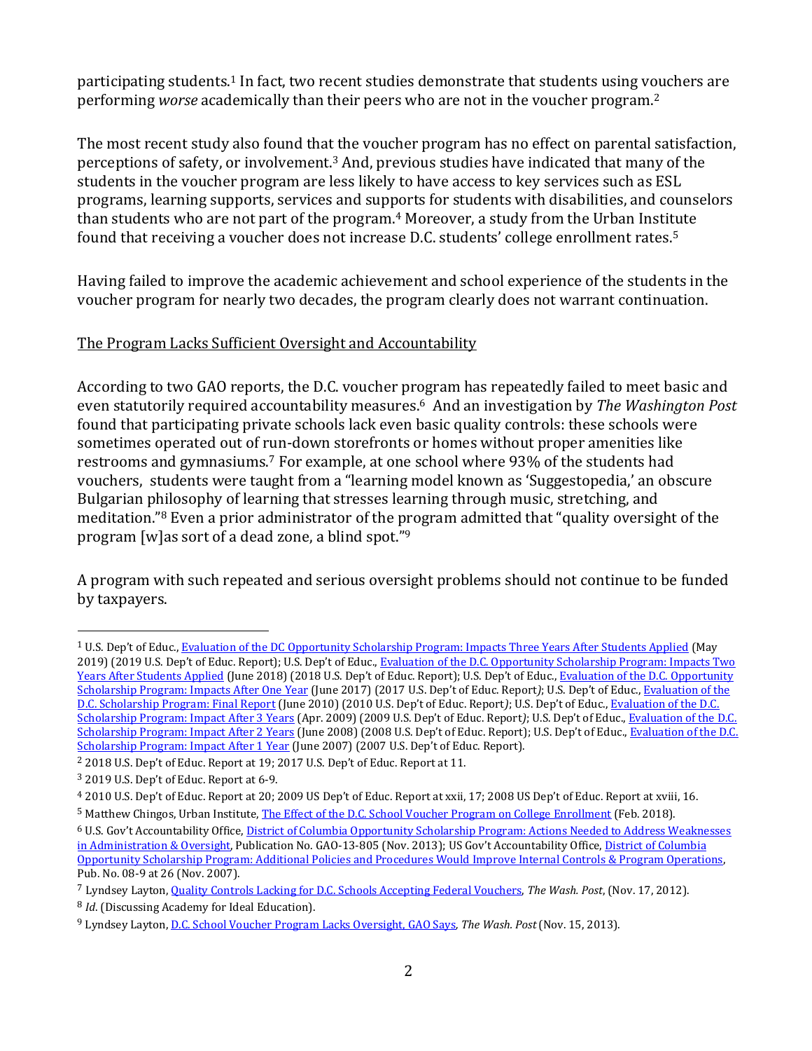participating students.[1] In fact, two recent studies demonstrate that students using vouchers are performing *worse* academically than their peers who are not in the voucher program.[2]

The most recent study also found that the voucher program has no effect on parental satisfaction, perceptions of safety, or involvement.[3] And, previous studies have indicated that many of the students in the voucher program are less likely to have access to key services such as ESL programs, learning supports, services and supports for students with disabilities, and counselors than students who are not part of the program.[4] Moreover, a study from the Urban Institute found that receiving a voucher does not increase D.C. students' college enrollment rates.[5]

Having failed to improve the academic achievement and school experience of the students in the voucher program for nearly two decades, the program clearly does not warrant continuation.

<u>The Program Lacks Sufficient Oversight and Accountability</u>

According to two GAO reports, the D.C. voucher program has repeatedly failed to meet basic and even statutorily required accountability measures.[6] And an investigation by *The Washington Post* found that participating private schools lack even basic quality controls: these schools were sometimes operated out of run-down storefronts or homes without proper amenities like restrooms and gymnasiums.[7] For example, at one school where 93% of the students had vouchers, students were taught from a "learning model known as 'Suggestopedia,' an obscure Bulgarian philosophy of learning that stresses learning through music, stretching, and meditation."[8] Even a prior administrator of the program admitted that "quality oversight of the program [w]as sort of a dead zone, a blind spot."[9]

A program with such repeated and serious oversight problems should not continue to be funded by taxpayers.

---

[1] U.S. Dep't of Educ., Evaluation of the DC Opportunity Scholarship Program: Impacts Three Years After Students Applied (May 2019) (2019 U.S. Dep't of Educ. Report); U.S. Dep't of Educ., Evaluation of the D.C. Opportunity Scholarship Program: Impacts Two Years After Students Applied (June 2018) (2018 U.S. Dep't of Educ. Report); U.S. Dep't of Educ., Evaluation of the D.C. Opportunity Scholarship Program: Impacts After One Year (June 2017) (2017 U.S. Dep't of Educ. Report*)*; U.S. Dep't of Educ., Evaluation of the D.C. Scholarship Program: Final Report (June 2010) (2010 U.S. Dep't of Educ. Report*)*; U.S. Dep't of Educ., Evaluation of the D.C. Scholarship Program: Impact After 3 Years (Apr. 2009) (2009 U.S. Dep't of Educ. Report*)*; U.S. Dep't of Educ., Evaluation of the D.C. Scholarship Program: Impact After 2 Years (June 2008) (2008 U.S. Dep't of Educ. Report); U.S. Dep't of Educ., Evaluation of the D.C. Scholarship Program: Impact After 1 Year (June 2007) (2007 U.S. Dep't of Educ. Report).

[2] 2018 U.S. Dep't of Educ. Report at 19; 2017 U.S. Dep't of Educ. Report at 11.

[3] 2019 U.S. Dep't of Educ. Report at 6-9.

[4] 2010 U.S. Dep't of Educ. Report at 20; 2009 US Dep't of Educ. Report at xxii, 17; 2008 US Dep't of Educ. Report at xviii, 16.

[5] Matthew Chingos, Urban Institute, The Effect of the D.C. School Voucher Program on College Enrollment (Feb. 2018).

[6] U.S. Gov't Accountability Office, District of Columbia Opportunity Scholarship Program: Actions Needed to Address Weaknesses in Administration & Oversight, Publication No. GAO-13-805 (Nov. 2013); US Gov't Accountability Office, District of Columbia Opportunity Scholarship Program: Additional Policies and Procedures Would Improve Internal Controls & Program Operations, Pub. No. 08-9 at 26 (Nov. 2007).

[7] Lyndsey Layton, Quality Controls Lacking for D.C. Schools Accepting Federal Vouchers, *The Wash. Post*, (Nov. 17, 2012).

[8] *Id*. (Discussing Academy for Ideal Education).

[9] Lyndsey Layton, D.C. School Voucher Program Lacks Oversight, GAO Says, *The Wash. Post* (Nov. 15, 2013).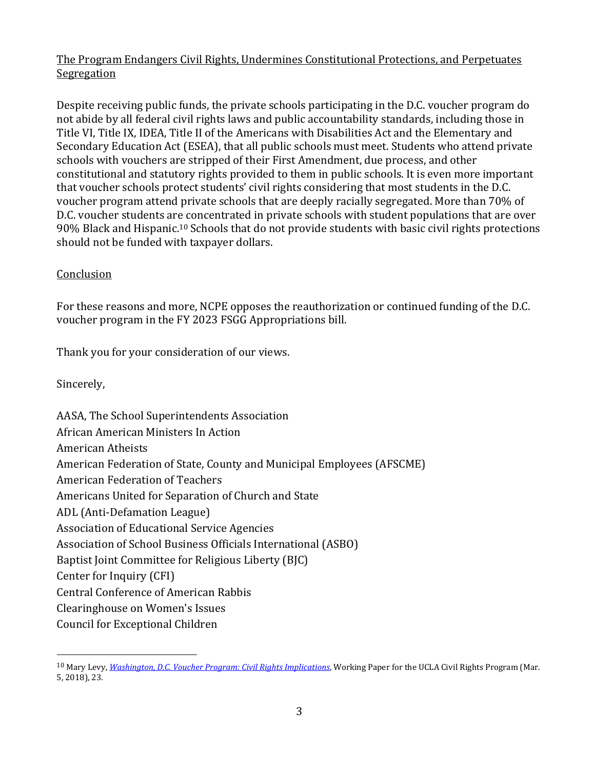<u>The Program Endangers Civil Rights, Undermines Constitutional Protections, and Perpetuates Segregation</u>

Despite receiving public funds, the private schools participating in the D.C. voucher program do not abide by all federal civil rights laws and public accountability standards, including those in Title VI, Title IX, IDEA, Title II of the Americans with Disabilities Act and the Elementary and Secondary Education Act (ESEA), that all public schools must meet. Students who attend private schools with vouchers are stripped of their First Amendment, due process, and other constitutional and statutory rights provided to them in public schools. It is even more important that voucher schools protect students' civil rights considering that most students in the D.C. voucher program attend private schools that are deeply racially segregated. More than 70% of D.C. voucher students are concentrated in private schools with student populations that are over 90% Black and Hispanic.[10] Schools that do not provide students with basic civil rights protections should not be funded with taxpayer dollars.

<u>Conclusion</u>

For these reasons and more, NCPE opposes the reauthorization or continued funding of the D.C. voucher program in the FY 2023 FSGG Appropriations bill.

Thank you for your consideration of our views.

Sincerely,

AASA, The School Superintendents Association
African American Ministers In Action
American Atheists
American Federation of State, County and Municipal Employees (AFSCME)
American Federation of Teachers
Americans United for Separation of Church and State
ADL (Anti-Defamation League)
Association of Educational Service Agencies
Association of School Business Officials International (ASBO)
Baptist Joint Committee for Religious Liberty (BJC)
Center for Inquiry (CFI)
Central Conference of American Rabbis
Clearinghouse on Women's Issues
Council for Exceptional Children

---

[10] Mary Levy, *Washington, D.C. Voucher Program: Civil Rights Implications*, Working Paper for the UCLA Civil Rights Program (Mar. 5, 2018), 23.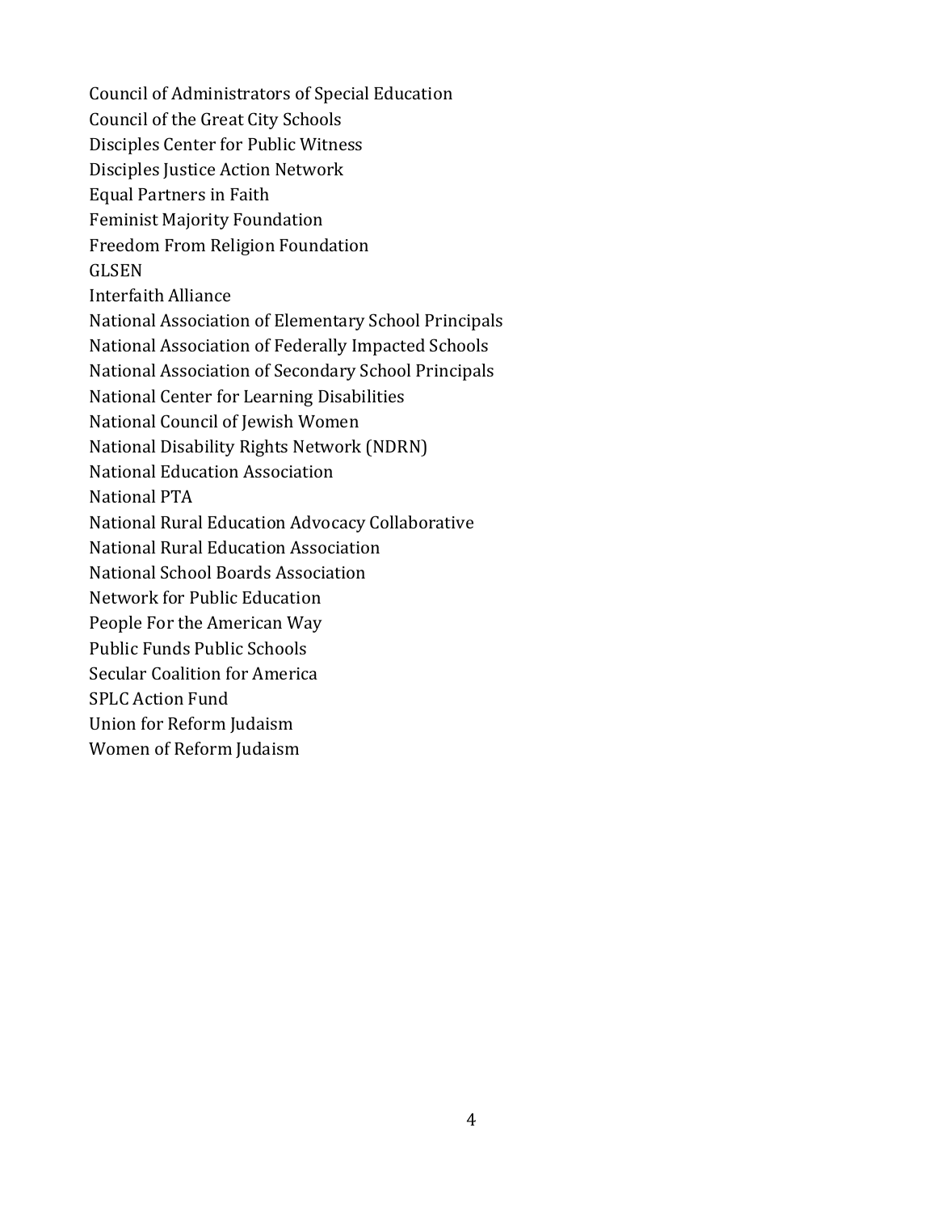Council of Administrators of Special Education
Council of the Great City Schools
Disciples Center for Public Witness
Disciples Justice Action Network
Equal Partners in Faith
Feminist Majority Foundation
Freedom From Religion Foundation
GLSEN
Interfaith Alliance
National Association of Elementary School Principals
National Association of Federally Impacted Schools
National Association of Secondary School Principals
National Center for Learning Disabilities
National Council of Jewish Women
National Disability Rights Network (NDRN)
National Education Association
National PTA
National Rural Education Advocacy Collaborative
National Rural Education Association
National School Boards Association
Network for Public Education
People For the American Way
Public Funds Public Schools
Secular Coalition for America
SPLC Action Fund
Union for Reform Judaism
Women of Reform Judaism